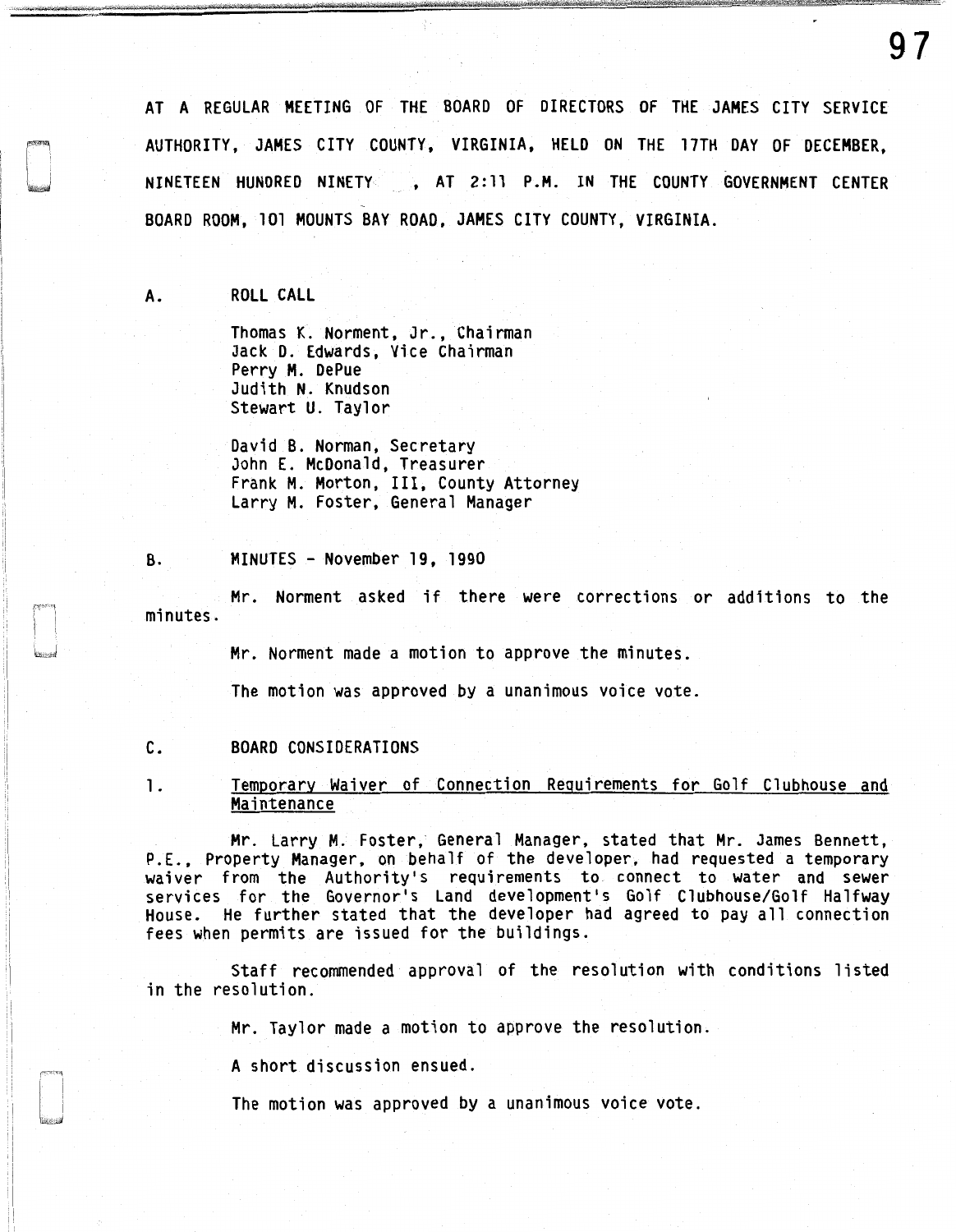AT A REGULAR MEETING OF THE BOARD OF DIRECTORS OF THE JAMES CITY SERVICE AUTHORITY, JAMES CITY COUNTY, VIRGINIA, HELD ON THE 17TH DAY OF DECEMBER, NINETEEN HUNDRED NINETY , AT 2:11 P.M. IN THE COUNTY GOVERNMENT CENTER BOARD ROOM, 101 MOUNTS BAY ROAD, JAMES CITY COUNTY, VIRGINIA.

A. ROLL CALL

Thomas K. Norment, Jr., Chairman
Jack D. Edwards, Vice Chairman
Perry M. DePue
Judith N. Knudson
Stewart U. Taylor

David B. Norman, Secretary
John E. McDonald, Treasurer
Frank M. Morton, III, County Attorney
Larry M. Foster, General Manager

B. MINUTES - November 19, 1990

Mr. Norment asked if there were corrections or additions to the minutes.

Mr. Norment made a motion to approve the minutes.

The motion was approved by a unanimous voice vote.

C. BOARD CONSIDERATIONS

1. Temporary Waiver of Connection Requirements for Golf Clubhouse and Maintenance

Mr. Larry M. Foster, General Manager, stated that Mr. James Bennett, P.E., Property Manager, on behalf of the developer, had requested a temporary waiver from the Authority's requirements to connect to water and sewer services for the Governor's Land development's Golf Clubhouse/Golf Halfway House. He further stated that the developer had agreed to pay all connection fees when permits are issued for the buildings.

Staff recommended approval of the resolution with conditions listed in the resolution.

Mr. Taylor made a motion to approve the resolution.

A short discussion ensued.

The motion was approved by a unanimous voice vote.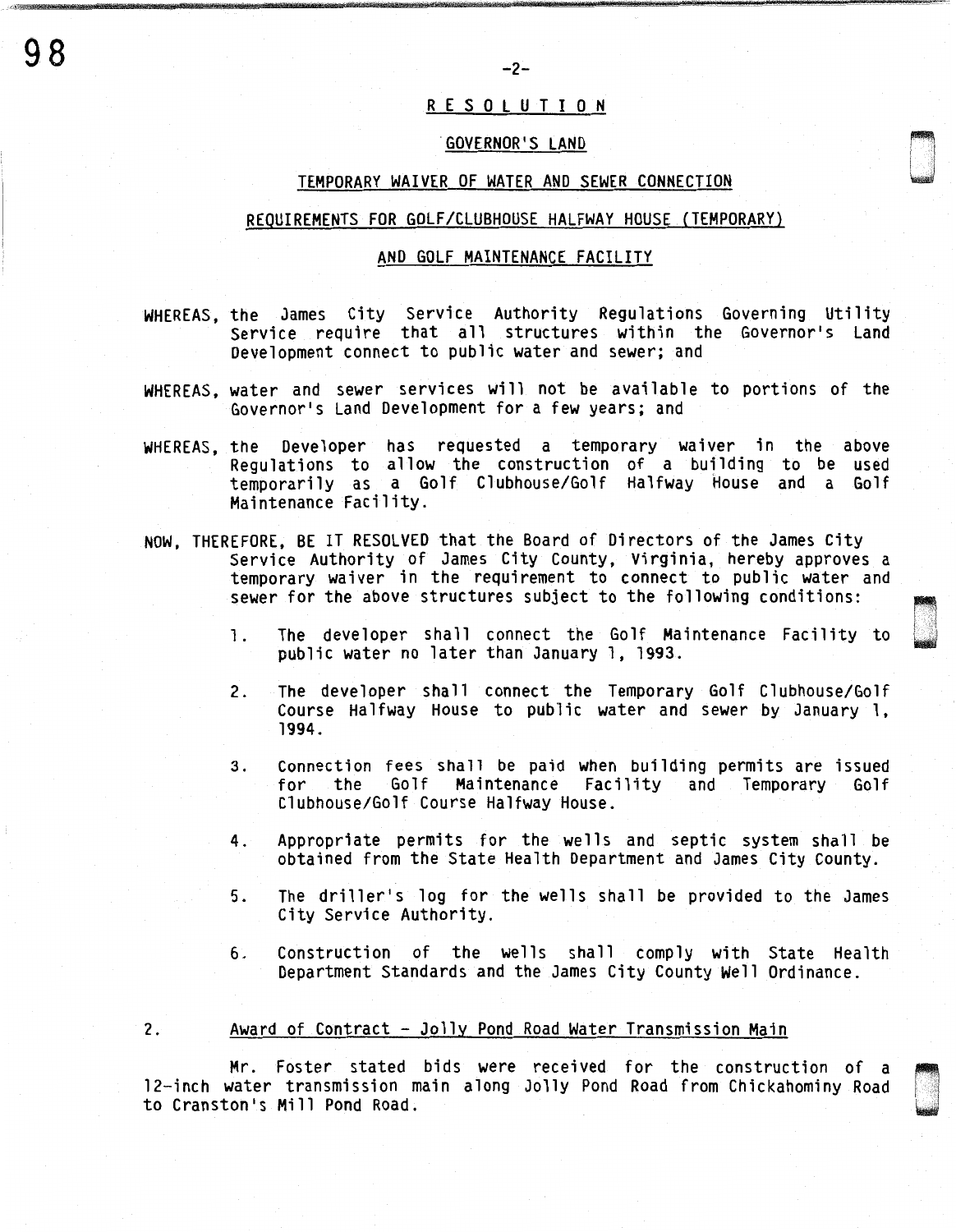## RESOLUTION

### GOVERNOR'S LAND

### TEMPORARY WAIVER OF WATER AND SEWER CONNECTION

### REQUIREMENTS FOR GOLF/CLUBHOUSE HALFWAY HOUSE (TEMPORARY)

### AND GOLF MAINTENANCE FACILITY

WHEREAS, the James City Service Authority Regulations Governing Utility Service require that all structures within the Governor's Land Development connect to public water and sewer; and

WHEREAS, water and sewer services will not be available to portions of the Governor's Land Development for a few years; and

WHEREAS, the Developer has requested a temporary waiver in the above Regulations to allow the construction of a building to be used temporarily as a Golf Clubhouse/Golf Halfway House and a Golf Maintenance Facility.

NOW, THEREFORE, BE IT RESOLVED that the Board of Directors of the James City Service Authority of James City County, Virginia, hereby approves a temporary waiver in the requirement to connect to public water and sewer for the above structures subject to the following conditions:

1. The developer shall connect the Golf Maintenance Facility to public water no later than January 1, 1993.

2. The developer shall connect the Temporary Golf Clubhouse/Golf Course Halfway House to public water and sewer by January 1, 1994.

3. Connection fees shall be paid when building permits are issued for the Golf Maintenance Facility and Temporary Golf Clubhouse/Golf Course Halfway House.

4. Appropriate permits for the wells and septic system shall be obtained from the State Health Department and James City County.

5. The driller's log for the wells shall be provided to the James City Service Authority.

6. Construction of the wells shall comply with State Health Department Standards and the James City County Well Ordinance.

2. Award of Contract - Jolly Pond Road Water Transmission Main

Mr. Foster stated bids were received for the construction of a 12-inch water transmission main along Jolly Pond Road from Chickahominy Road to Cranston's Mill Pond Road.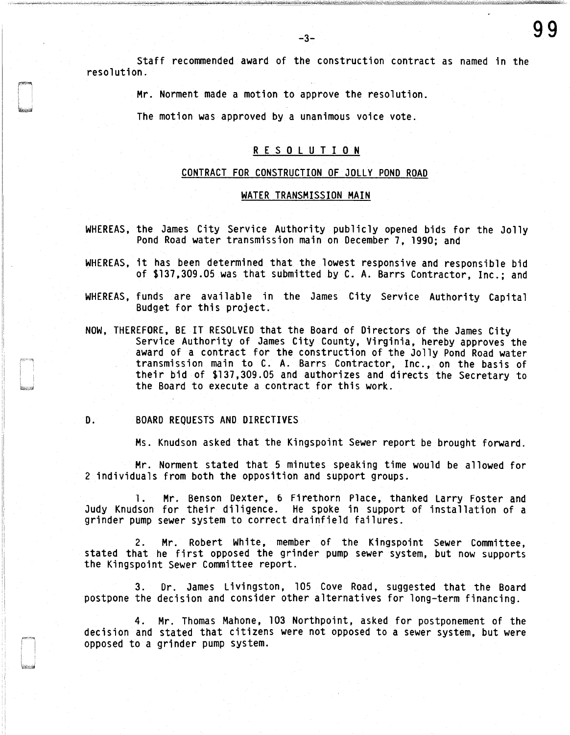Staff recommended award of the construction contract as named in the resolution.

Mr. Norment made a motion to approve the resolution.

The motion was approved by a unanimous voice vote.

**R E S O L U T I O N**

**CONTRACT FOR CONSTRUCTION OF JOLLY POND ROAD**

**WATER TRANSMISSION MAIN**

WHEREAS, the James City Service Authority publicly opened bids for the Jolly Pond Road water transmission main on December 7, 1990; and

WHEREAS, it has been determined that the lowest responsive and responsible bid of $137,309.05 was that submitted by C. A. Barrs Contractor, Inc.; and

WHEREAS, funds are available in the James City Service Authority Capital Budget for this project.

NOW, THEREFORE, BE IT RESOLVED that the Board of Directors of the James City Service Authority of James City County, Virginia, hereby approves the award of a contract for the construction of the Jolly Pond Road water transmission main to C. A. Barrs Contractor, Inc., on the basis of their bid of $137,309.05 and authorizes and directs the Secretary to the Board to execute a contract for this work.

D. BOARD REQUESTS AND DIRECTIVES

Ms. Knudson asked that the Kingspoint Sewer report be brought forward.

Mr. Norment stated that 5 minutes speaking time would be allowed for 2 individuals from both the opposition and support groups.

1. Mr. Benson Dexter, 6 Firethorn Place, thanked Larry Foster and Judy Knudson for their diligence. He spoke in support of installation of a grinder pump sewer system to correct drainfield failures.

2. Mr. Robert White, member of the Kingspoint Sewer Committee, stated that he first opposed the grinder pump sewer system, but now supports the Kingspoint Sewer Committee report.

3. Dr. James Livingston, 105 Cove Road, suggested that the Board postpone the decision and consider other alternatives for long-term financing.

4. Mr. Thomas Mahone, 103 Northpoint, asked for postponement of the decision and stated that citizens were not opposed to a sewer system, but were opposed to a grinder pump system.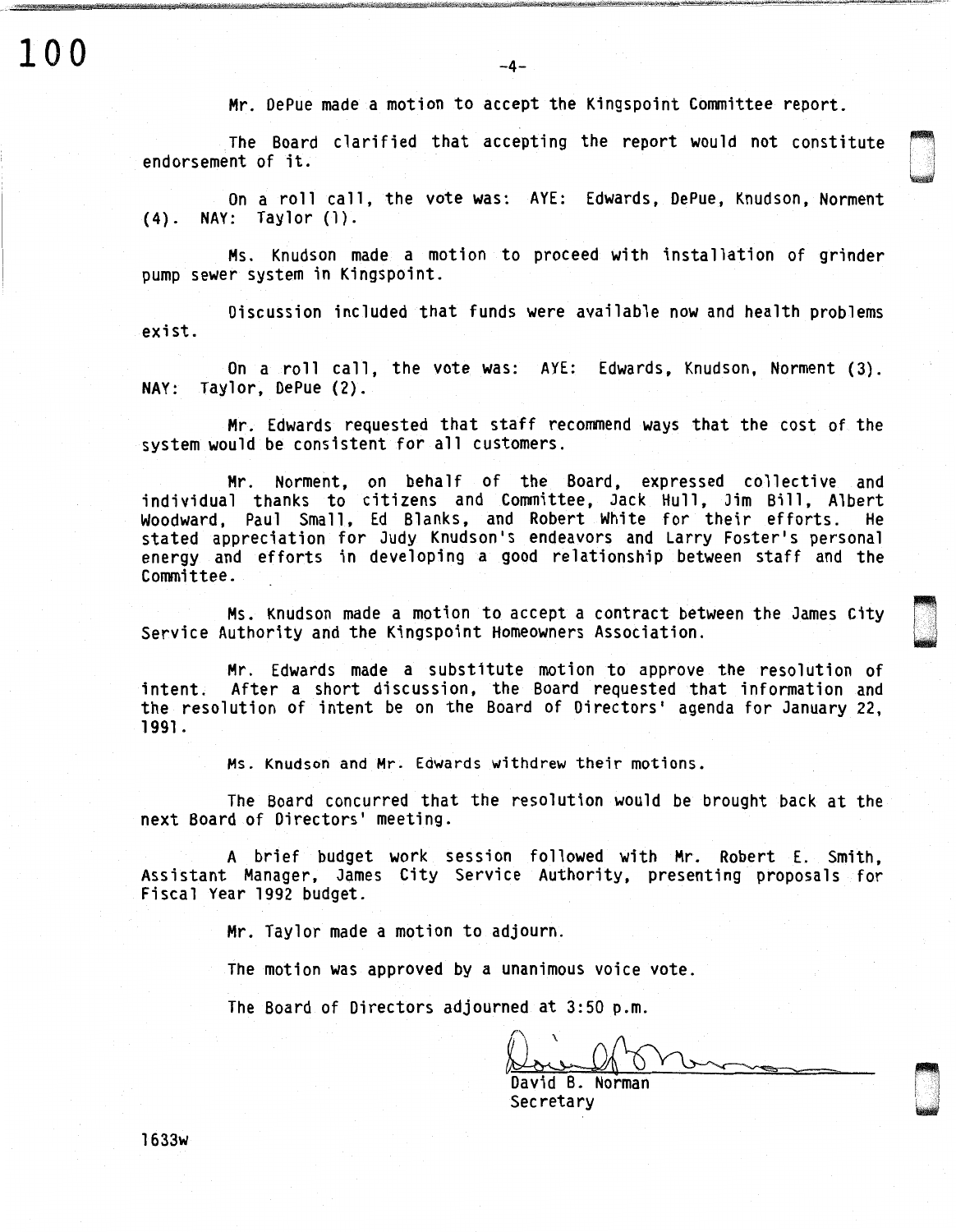Mr. DePue made a motion to accept the Kingspoint Committee report.

The Board clarified that accepting the report would not constitute endorsement of it.

On a roll call, the vote was: AYE: Edwards, DePue, Knudson, Norment (4). NAY: Taylor (1).

Ms. Knudson made a motion to proceed with installation of grinder pump sewer system in Kingspoint.

Discussion included that funds were available now and health problems exist.

On a roll call, the vote was: AYE: Edwards, Knudson, Norment (3). NAY: Taylor, DePue (2).

Mr. Edwards requested that staff recommend ways that the cost of the system would be consistent for all customers.

Mr. Norment, on behalf of the Board, expressed collective and individual thanks to citizens and Committee, Jack Hull, Jim Bill, Albert Woodward, Paul Small, Ed Blanks, and Robert White for their efforts. He stated appreciation for Judy Knudson's endeavors and Larry Foster's personal energy and efforts in developing a good relationship between staff and the Committee.

Ms. Knudson made a motion to accept a contract between the James City Service Authority and the Kingspoint Homeowners Association.

Mr. Edwards made a substitute motion to approve the resolution of intent. After a short discussion, the Board requested that information and the resolution of intent be on the Board of Directors' agenda for January 22, 1991.

Ms. Knudson and Mr. Edwards withdrew their motions.

The Board concurred that the resolution would be brought back at the next Board of Directors' meeting.

A brief budget work session followed with Mr. Robert E. Smith, Assistant Manager, James City Service Authority, presenting proposals for Fiscal Year 1992 budget.

Mr. Taylor made a motion to adjourn.

The motion was approved by a unanimous voice vote.

The Board of Directors adjourned at 3:50 p.m.

David B. Norman
Secretary

1633w